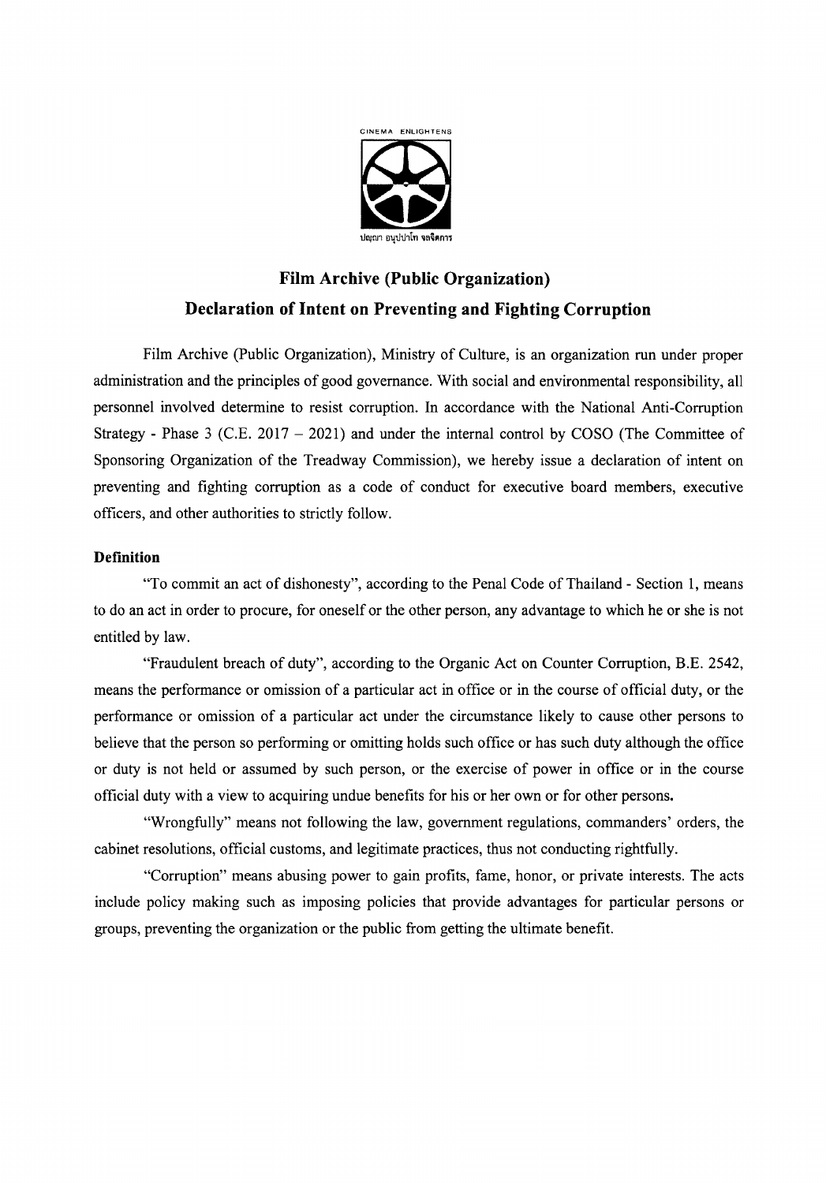CINEMA ENLIGHTENS

ปญฺญา อนุปฺปาโท จลจิตการ

# Film Archive (Public Organization)
# Declaration of Intent on Preventing and Fighting Corruption

Film Archive (Public Organization), Ministry of Culture, is an organization run under proper administration and the principles of good governance. With social and environmental responsibility, all personnel involved determine to resist corruption. In accordance with the National Anti-Corruption Strategy - Phase 3 (C.E. 2017 – 2021) and under the internal control by COSO (The Committee of Sponsoring Organization of the Treadway Commission), we hereby issue a declaration of intent on preventing and fighting corruption as a code of conduct for executive board members, executive officers, and other authorities to strictly follow.

**Definition**

"To commit an act of dishonesty", according to the Penal Code of Thailand - Section 1, means to do an act in order to procure, for oneself or the other person, any advantage to which he or she is not entitled by law.

"Fraudulent breach of duty", according to the Organic Act on Counter Corruption, B.E. 2542, means the performance or omission of a particular act in office or in the course of official duty, or the performance or omission of a particular act under the circumstance likely to cause other persons to believe that the person so performing or omitting holds such office or has such duty although the office or duty is not held or assumed by such person, or the exercise of power in office or in the course official duty with a view to acquiring undue benefits for his or her own or for other persons.

"Wrongfully" means not following the law, government regulations, commanders' orders, the cabinet resolutions, official customs, and legitimate practices, thus not conducting rightfully.

"Corruption" means abusing power to gain profits, fame, honor, or private interests. The acts include policy making such as imposing policies that provide advantages for particular persons or groups, preventing the organization or the public from getting the ultimate benefit.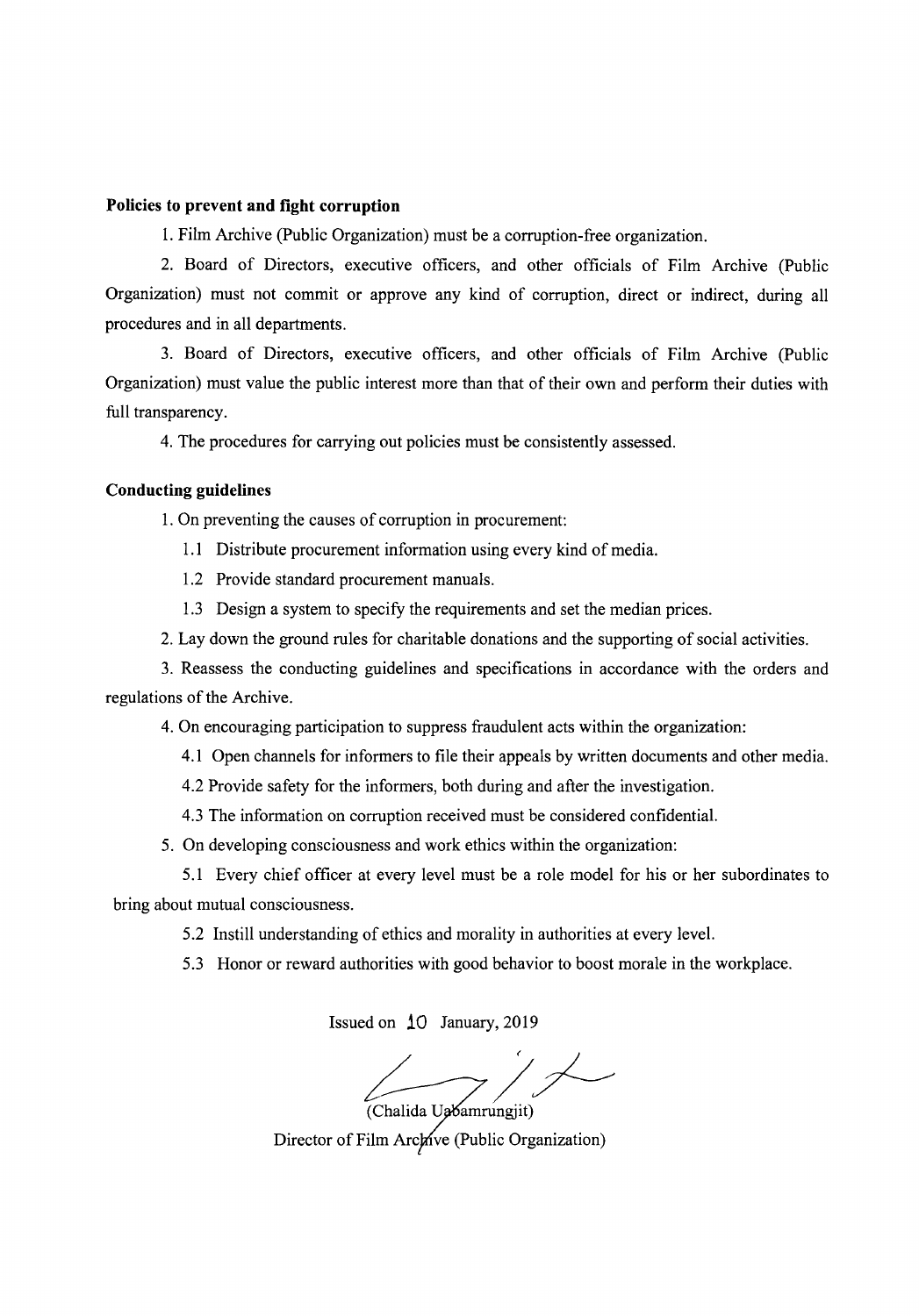**Policies to prevent and fight corruption**

1. Film Archive (Public Organization) must be a corruption-free organization.

2. Board of Directors, executive officers, and other officials of Film Archive (Public Organization) must not commit or approve any kind of corruption, direct or indirect, during all procedures and in all departments.

3. Board of Directors, executive officers, and other officials of Film Archive (Public Organization) must value the public interest more than that of their own and perform their duties with full transparency.

4. The procedures for carrying out policies must be consistently assessed.

**Conducting guidelines**

1. On preventing the causes of corruption in procurement:

   1.1 Distribute procurement information using every kind of media.

   1.2 Provide standard procurement manuals.

   1.3 Design a system to specify the requirements and set the median prices.

2. Lay down the ground rules for charitable donations and the supporting of social activities.

3. Reassess the conducting guidelines and specifications in accordance with the orders and regulations of the Archive.

4. On encouraging participation to suppress fraudulent acts within the organization:

   4.1 Open channels for informers to file their appeals by written documents and other media.

   4.2 Provide safety for the informers, both during and after the investigation.

   4.3 The information on corruption received must be considered confidential.

5. On developing consciousness and work ethics within the organization:

   5.1 Every chief officer at every level must be a role model for his or her subordinates to bring about mutual consciousness.

   5.2 Instill understanding of ethics and morality in authorities at every level.

   5.3 Honor or reward authorities with good behavior to boost morale in the workplace.

Issued on 10 January, 2019

(Chalida Uabamrungjit)

Director of Film Archive (Public Organization)